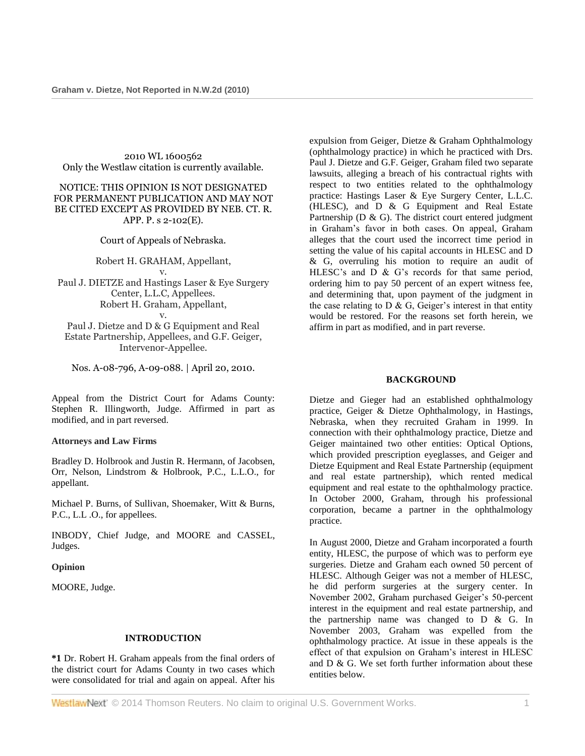2010 WL 1600562
Only the Westlaw citation is currently available.

NOTICE: THIS OPINION IS NOT DESIGNATED FOR PERMANENT PUBLICATION AND MAY NOT BE CITED EXCEPT AS PROVIDED BY NEB. CT. R. APP. P. s 2-102(E).

Court of Appeals of Nebraska.

Robert H. GRAHAM, Appellant,
v.
Paul J. DIETZE and Hastings Laser & Eye Surgery Center, L.L.C, Appellees.
Robert H. Graham, Appellant,
v.
Paul J. Dietze and D & G Equipment and Real Estate Partnership, Appellees, and G.F. Geiger, Intervenor-Appellee.

Nos. A-08-796, A-09-088. | April 20, 2010.

Appeal from the District Court for Adams County: Stephen R. Illingworth, Judge. Affirmed in part as modified, and in part reversed.

**Attorneys and Law Firms**

Bradley D. Holbrook and Justin R. Hermann, of Jacobsen, Orr, Nelson, Lindstrom & Holbrook, P.C., L.L.O., for appellant.

Michael P. Burns, of Sullivan, Shoemaker, Witt & Burns, P.C., L.L .O., for appellees.

INBODY, Chief Judge, and MOORE and CASSEL, Judges.

**Opinion**

MOORE, Judge.

## INTRODUCTION

**\*1** Dr. Robert H. Graham appeals from the final orders of the district court for Adams County in two cases which were consolidated for trial and again on appeal. After his expulsion from Geiger, Dietze & Graham Ophthalmology (ophthalmology practice) in which he practiced with Drs. Paul J. Dietze and G.F. Geiger, Graham filed two separate lawsuits, alleging a breach of his contractual rights with respect to two entities related to the ophthalmology practice: Hastings Laser & Eye Surgery Center, L.L.C. (HLESC), and D & G Equipment and Real Estate Partnership (D & G). The district court entered judgment in Graham's favor in both cases. On appeal, Graham alleges that the court used the incorrect time period in setting the value of his capital accounts in HLESC and D & G, overruling his motion to require an audit of HLESC's and D & G's records for that same period, ordering him to pay 50 percent of an expert witness fee, and determining that, upon payment of the judgment in the case relating to D & G, Geiger's interest in that entity would be restored. For the reasons set forth herein, we affirm in part as modified, and in part reverse.

## BACKGROUND

Dietze and Gieger had an established ophthalmology practice, Geiger & Dietze Ophthalmology, in Hastings, Nebraska, when they recruited Graham in 1999. In connection with their ophthalmology practice, Dietze and Geiger maintained two other entities: Optical Options, which provided prescription eyeglasses, and Geiger and Dietze Equipment and Real Estate Partnership (equipment and real estate partnership), which rented medical equipment and real estate to the ophthalmology practice. In October 2000, Graham, through his professional corporation, became a partner in the ophthalmology practice.

In August 2000, Dietze and Graham incorporated a fourth entity, HLESC, the purpose of which was to perform eye surgeries. Dietze and Graham each owned 50 percent of HLESC. Although Geiger was not a member of HLESC, he did perform surgeries at the surgery center. In November 2002, Graham purchased Geiger's 50-percent interest in the equipment and real estate partnership, and the partnership name was changed to D & G. In November 2003, Graham was expelled from the ophthalmology practice. At issue in these appeals is the effect of that expulsion on Graham's interest in HLESC and D & G. We set forth further information about these entities below.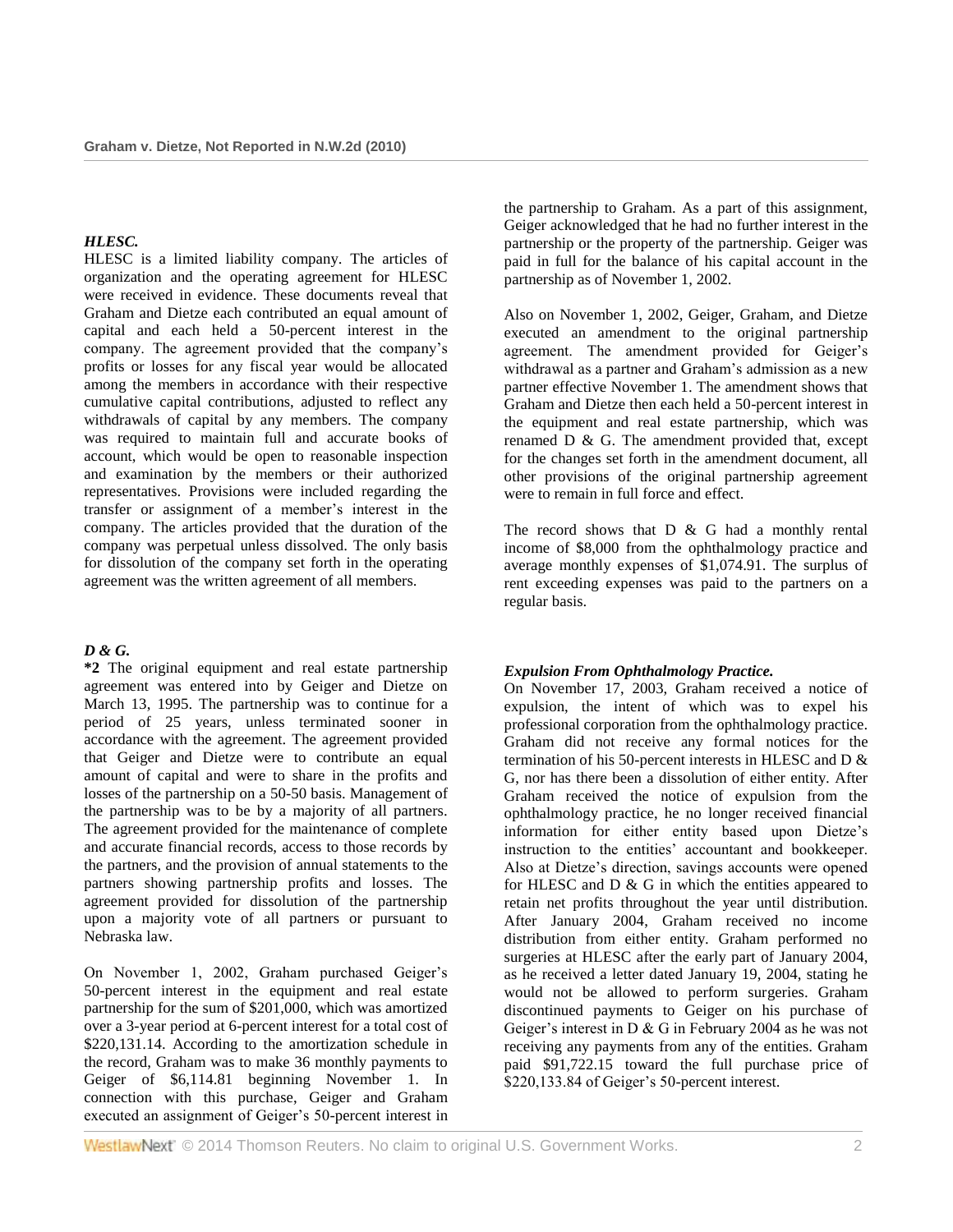### *HLESC.*

HLESC is a limited liability company. The articles of organization and the operating agreement for HLESC were received in evidence. These documents reveal that Graham and Dietze each contributed an equal amount of capital and each held a 50-percent interest in the company. The agreement provided that the company's profits or losses for any fiscal year would be allocated among the members in accordance with their respective cumulative capital contributions, adjusted to reflect any withdrawals of capital by any members. The company was required to maintain full and accurate books of account, which would be open to reasonable inspection and examination by the members or their authorized representatives. Provisions were included regarding the transfer or assignment of a member's interest in the company. The articles provided that the duration of the company was perpetual unless dissolved. The only basis for dissolution of the company set forth in the operating agreement was the written agreement of all members.

### *D & G.*

**\*2** The original equipment and real estate partnership agreement was entered into by Geiger and Dietze on March 13, 1995. The partnership was to continue for a period of 25 years, unless terminated sooner in accordance with the agreement. The agreement provided that Geiger and Dietze were to contribute an equal amount of capital and were to share in the profits and losses of the partnership on a 50-50 basis. Management of the partnership was to be by a majority of all partners. The agreement provided for the maintenance of complete and accurate financial records, access to those records by the partners, and the provision of annual statements to the partners showing partnership profits and losses. The agreement provided for dissolution of the partnership upon a majority vote of all partners or pursuant to Nebraska law.

On November 1, 2002, Graham purchased Geiger's 50-percent interest in the equipment and real estate partnership for the sum of $201,000, which was amortized over a 3-year period at 6-percent interest for a total cost of $220,131.14. According to the amortization schedule in the record, Graham was to make 36 monthly payments to Geiger of $6,114.81 beginning November 1. In connection with this purchase, Geiger and Graham executed an assignment of Geiger's 50-percent interest in the partnership to Graham. As a part of this assignment, Geiger acknowledged that he had no further interest in the partnership or the property of the partnership. Geiger was paid in full for the balance of his capital account in the partnership as of November 1, 2002.

Also on November 1, 2002, Geiger, Graham, and Dietze executed an amendment to the original partnership agreement. The amendment provided for Geiger's withdrawal as a partner and Graham's admission as a new partner effective November 1. The amendment shows that Graham and Dietze then each held a 50-percent interest in the equipment and real estate partnership, which was renamed D & G. The amendment provided that, except for the changes set forth in the amendment document, all other provisions of the original partnership agreement were to remain in full force and effect.

The record shows that D & G had a monthly rental income of $8,000 from the ophthalmology practice and average monthly expenses of $1,074.91. The surplus of rent exceeding expenses was paid to the partners on a regular basis.

### *Expulsion From Ophthalmology Practice.*

On November 17, 2003, Graham received a notice of expulsion, the intent of which was to expel his professional corporation from the ophthalmology practice. Graham did not receive any formal notices for the termination of his 50-percent interests in HLESC and D & G, nor has there been a dissolution of either entity. After Graham received the notice of expulsion from the ophthalmology practice, he no longer received financial information for either entity based upon Dietze's instruction to the entities' accountant and bookkeeper. Also at Dietze's direction, savings accounts were opened for HLESC and D & G in which the entities appeared to retain net profits throughout the year until distribution. After January 2004, Graham received no income distribution from either entity. Graham performed no surgeries at HLESC after the early part of January 2004, as he received a letter dated January 19, 2004, stating he would not be allowed to perform surgeries. Graham discontinued payments to Geiger on his purchase of Geiger's interest in D & G in February 2004 as he was not receiving any payments from any of the entities. Graham paid $91,722.15 toward the full purchase price of $220,133.84 of Geiger's 50-percent interest.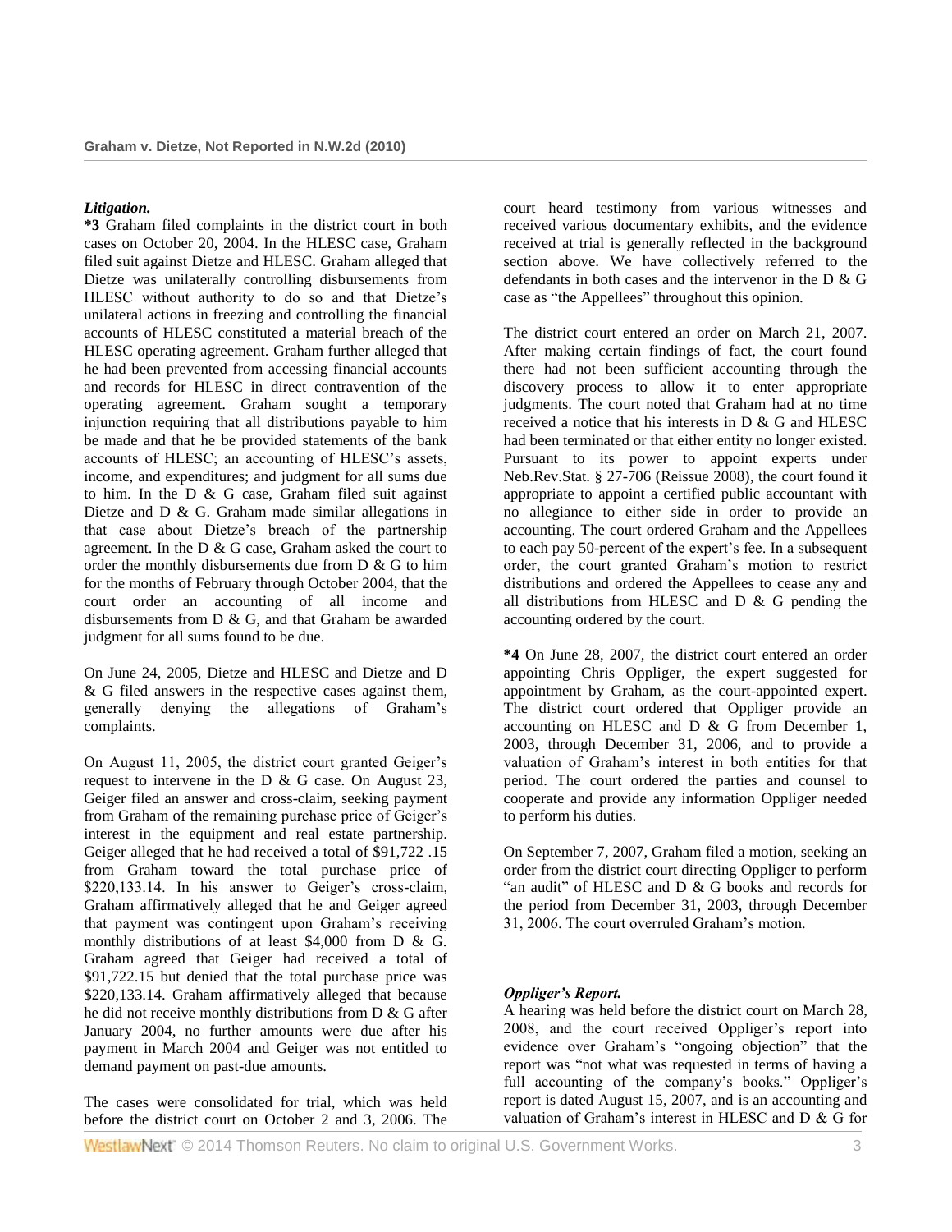***Litigation.***

**\*3** Graham filed complaints in the district court in both cases on October 20, 2004. In the HLESC case, Graham filed suit against Dietze and HLESC. Graham alleged that Dietze was unilaterally controlling disbursements from HLESC without authority to do so and that Dietze's unilateral actions in freezing and controlling the financial accounts of HLESC constituted a material breach of the HLESC operating agreement. Graham further alleged that he had been prevented from accessing financial accounts and records for HLESC in direct contravention of the operating agreement. Graham sought a temporary injunction requiring that all distributions payable to him be made and that he be provided statements of the bank accounts of HLESC; an accounting of HLESC's assets, income, and expenditures; and judgment for all sums due to him. In the D & G case, Graham filed suit against Dietze and D & G. Graham made similar allegations in that case about Dietze's breach of the partnership agreement. In the D & G case, Graham asked the court to order the monthly disbursements due from D & G to him for the months of February through October 2004, that the court order an accounting of all income and disbursements from D & G, and that Graham be awarded judgment for all sums found to be due.

On June 24, 2005, Dietze and HLESC and Dietze and D & G filed answers in the respective cases against them, generally denying the allegations of Graham's complaints.

On August 11, 2005, the district court granted Geiger's request to intervene in the D & G case. On August 23, Geiger filed an answer and cross-claim, seeking payment from Graham of the remaining purchase price of Geiger's interest in the equipment and real estate partnership. Geiger alleged that he had received a total of $91,722 .15 from Graham toward the total purchase price of $220,133.14. In his answer to Geiger's cross-claim, Graham affirmatively alleged that he and Geiger agreed that payment was contingent upon Graham's receiving monthly distributions of at least $4,000 from D & G. Graham agreed that Geiger had received a total of $91,722.15 but denied that the total purchase price was $220,133.14. Graham affirmatively alleged that because he did not receive monthly distributions from D & G after January 2004, no further amounts were due after his payment in March 2004 and Geiger was not entitled to demand payment on past-due amounts.

The cases were consolidated for trial, which was held before the district court on October 2 and 3, 2006. The court heard testimony from various witnesses and received various documentary exhibits, and the evidence received at trial is generally reflected in the background section above. We have collectively referred to the defendants in both cases and the intervenor in the D & G case as "the Appellees" throughout this opinion.

The district court entered an order on March 21, 2007. After making certain findings of fact, the court found there had not been sufficient accounting through the discovery process to allow it to enter appropriate judgments. The court noted that Graham had at no time received a notice that his interests in D & G and HLESC had been terminated or that either entity no longer existed. Pursuant to its power to appoint experts under Neb.Rev.Stat. § 27-706 (Reissue 2008), the court found it appropriate to appoint a certified public accountant with no allegiance to either side in order to provide an accounting. The court ordered Graham and the Appellees to each pay 50-percent of the expert's fee. In a subsequent order, the court granted Graham's motion to restrict distributions and ordered the Appellees to cease any and all distributions from HLESC and D & G pending the accounting ordered by the court.

**\*4** On June 28, 2007, the district court entered an order appointing Chris Oppliger, the expert suggested for appointment by Graham, as the court-appointed expert. The district court ordered that Oppliger provide an accounting on HLESC and D & G from December 1, 2003, through December 31, 2006, and to provide a valuation of Graham's interest in both entities for that period. The court ordered the parties and counsel to cooperate and provide any information Oppliger needed to perform his duties.

On September 7, 2007, Graham filed a motion, seeking an order from the district court directing Oppliger to perform "an audit" of HLESC and D & G books and records for the period from December 31, 2003, through December 31, 2006. The court overruled Graham's motion.

***Oppliger's Report.***

A hearing was held before the district court on March 28, 2008, and the court received Oppliger's report into evidence over Graham's "ongoing objection" that the report was "not what was requested in terms of having a full accounting of the company's books." Oppliger's report is dated August 15, 2007, and is an accounting and valuation of Graham's interest in HLESC and D & G for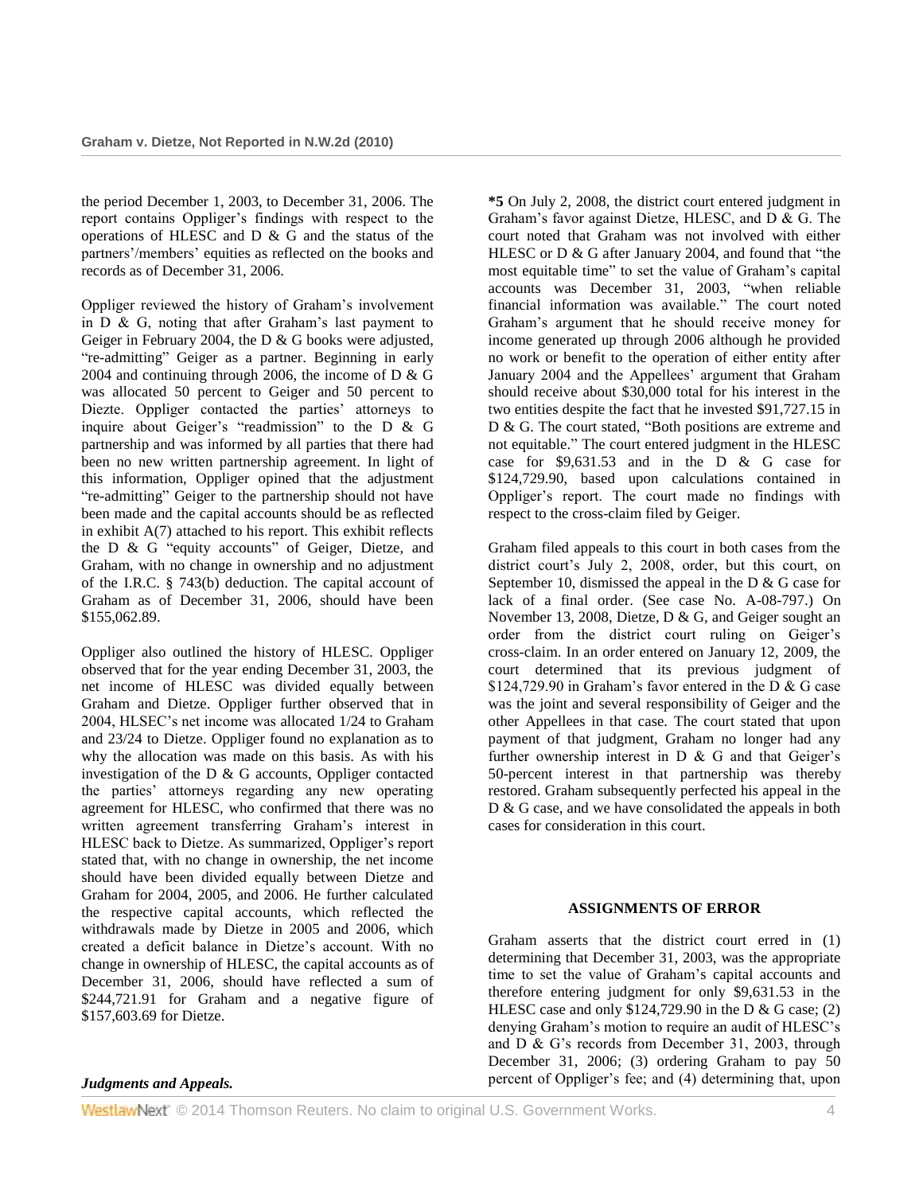the period December 1, 2003, to December 31, 2006. The report contains Oppliger's findings with respect to the operations of HLESC and D & G and the status of the partners'/members' equities as reflected on the books and records as of December 31, 2006.

Oppliger reviewed the history of Graham's involvement in D & G, noting that after Graham's last payment to Geiger in February 2004, the D & G books were adjusted, "re-admitting" Geiger as a partner. Beginning in early 2004 and continuing through 2006, the income of D & G was allocated 50 percent to Geiger and 50 percent to Diezte. Oppliger contacted the parties' attorneys to inquire about Geiger's "readmission" to the D & G partnership and was informed by all parties that there had been no new written partnership agreement. In light of this information, Oppliger opined that the adjustment "re-admitting" Geiger to the partnership should not have been made and the capital accounts should be as reflected in exhibit A(7) attached to his report. This exhibit reflects the D & G "equity accounts" of Geiger, Dietze, and Graham, with no change in ownership and no adjustment of the I.R.C. § 743(b) deduction. The capital account of Graham as of December 31, 2006, should have been $155,062.89.

Oppliger also outlined the history of HLESC. Oppliger observed that for the year ending December 31, 2003, the net income of HLESC was divided equally between Graham and Dietze. Oppliger further observed that in 2004, HLSEC's net income was allocated 1/24 to Graham and 23/24 to Dietze. Oppliger found no explanation as to why the allocation was made on this basis. As with his investigation of the D & G accounts, Oppliger contacted the parties' attorneys regarding any new operating agreement for HLESC, who confirmed that there was no written agreement transferring Graham's interest in HLESC back to Dietze. As summarized, Oppliger's report stated that, with no change in ownership, the net income should have been divided equally between Dietze and Graham for 2004, 2005, and 2006. He further calculated the respective capital accounts, which reflected the withdrawals made by Dietze in 2005 and 2006, which created a deficit balance in Dietze's account. With no change in ownership of HLESC, the capital accounts as of December 31, 2006, should have reflected a sum of $244,721.91 for Graham and a negative figure of $157,603.69 for Dietze.

***Judgments and Appeals.***

**\*5** On July 2, 2008, the district court entered judgment in Graham's favor against Dietze, HLESC, and D & G. The court noted that Graham was not involved with either HLESC or D & G after January 2004, and found that "the most equitable time" to set the value of Graham's capital accounts was December 31, 2003, "when reliable financial information was available." The court noted Graham's argument that he should receive money for income generated up through 2006 although he provided no work or benefit to the operation of either entity after January 2004 and the Appellees' argument that Graham should receive about $30,000 total for his interest in the two entities despite the fact that he invested $91,727.15 in D & G. The court stated, "Both positions are extreme and not equitable." The court entered judgment in the HLESC case for $9,631.53 and in the D & G case for $124,729.90, based upon calculations contained in Oppliger's report. The court made no findings with respect to the cross-claim filed by Geiger.

Graham filed appeals to this court in both cases from the district court's July 2, 2008, order, but this court, on September 10, dismissed the appeal in the D & G case for lack of a final order. (See case No. A-08-797.) On November 13, 2008, Dietze, D & G, and Geiger sought an order from the district court ruling on Geiger's cross-claim. In an order entered on January 12, 2009, the court determined that its previous judgment of $124,729.90 in Graham's favor entered in the D & G case was the joint and several responsibility of Geiger and the other Appellees in that case. The court stated that upon payment of that judgment, Graham no longer had any further ownership interest in D & G and that Geiger's 50-percent interest in that partnership was thereby restored. Graham subsequently perfected his appeal in the D & G case, and we have consolidated the appeals in both cases for consideration in this court.

## ASSIGNMENTS OF ERROR

Graham asserts that the district court erred in (1) determining that December 31, 2003, was the appropriate time to set the value of Graham's capital accounts and therefore entering judgment for only $9,631.53 in the HLESC case and only $124,729.90 in the D & G case; (2) denying Graham's motion to require an audit of HLESC's and D & G's records from December 31, 2003, through December 31, 2006; (3) ordering Graham to pay 50 percent of Oppliger's fee; and (4) determining that, upon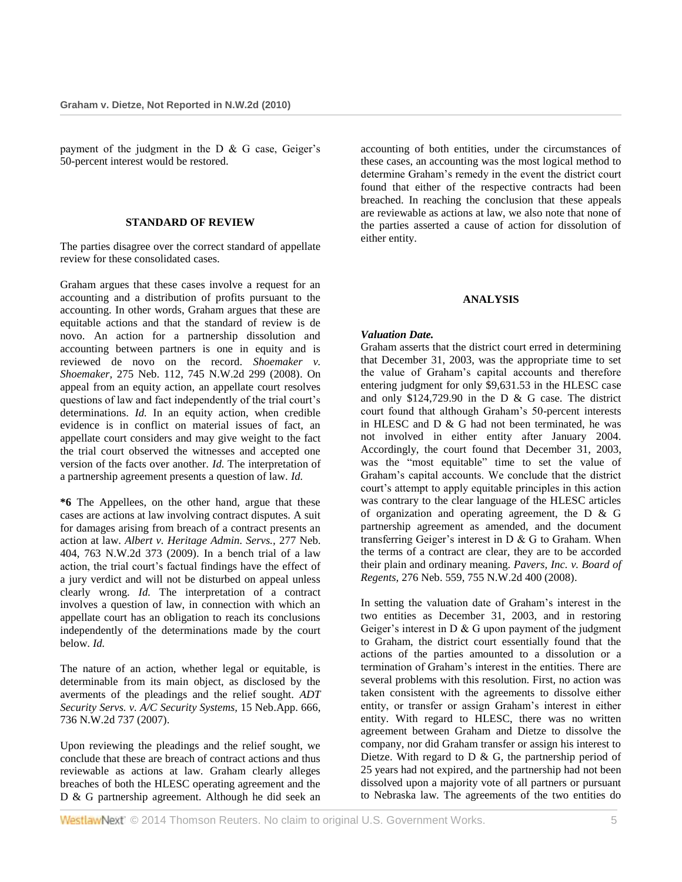payment of the judgment in the D & G case, Geiger's 50-percent interest would be restored.

## STANDARD OF REVIEW

The parties disagree over the correct standard of appellate review for these consolidated cases.

Graham argues that these cases involve a request for an accounting and a distribution of profits pursuant to the accounting. In other words, Graham argues that these are equitable actions and that the standard of review is de novo. An action for a partnership dissolution and accounting between partners is one in equity and is reviewed de novo on the record. *Shoemaker v. Shoemaker,* 275 Neb. 112, 745 N.W.2d 299 (2008). On appeal from an equity action, an appellate court resolves questions of law and fact independently of the trial court's determinations. *Id.* In an equity action, when credible evidence is in conflict on material issues of fact, an appellate court considers and may give weight to the fact the trial court observed the witnesses and accepted one version of the facts over another. *Id.* The interpretation of a partnership agreement presents a question of law. *Id.*

**\*6** The Appellees, on the other hand, argue that these cases are actions at law involving contract disputes. A suit for damages arising from breach of a contract presents an action at law. *Albert v. Heritage Admin. Servs.,* 277 Neb. 404, 763 N.W.2d 373 (2009). In a bench trial of a law action, the trial court's factual findings have the effect of a jury verdict and will not be disturbed on appeal unless clearly wrong. *Id.* The interpretation of a contract involves a question of law, in connection with which an appellate court has an obligation to reach its conclusions independently of the determinations made by the court below. *Id.*

The nature of an action, whether legal or equitable, is determinable from its main object, as disclosed by the averments of the pleadings and the relief sought. *ADT Security Servs. v. A/C Security Systems,* 15 Neb.App. 666, 736 N.W.2d 737 (2007).

Upon reviewing the pleadings and the relief sought, we conclude that these are breach of contract actions and thus reviewable as actions at law. Graham clearly alleges breaches of both the HLESC operating agreement and the D & G partnership agreement. Although he did seek an accounting of both entities, under the circumstances of these cases, an accounting was the most logical method to determine Graham's remedy in the event the district court found that either of the respective contracts had been breached. In reaching the conclusion that these appeals are reviewable as actions at law, we also note that none of the parties asserted a cause of action for dissolution of either entity.

## ANALYSIS

***Valuation Date.***

Graham asserts that the district court erred in determining that December 31, 2003, was the appropriate time to set the value of Graham's capital accounts and therefore entering judgment for only $9,631.53 in the HLESC case and only $124,729.90 in the D & G case. The district court found that although Graham's 50-percent interests in HLESC and D & G had not been terminated, he was not involved in either entity after January 2004. Accordingly, the court found that December 31, 2003, was the "most equitable" time to set the value of Graham's capital accounts. We conclude that the district court's attempt to apply equitable principles in this action was contrary to the clear language of the HLESC articles of organization and operating agreement, the D & G partnership agreement as amended, and the document transferring Geiger's interest in D & G to Graham. When the terms of a contract are clear, they are to be accorded their plain and ordinary meaning. *Pavers, Inc. v. Board of Regents,* 276 Neb. 559, 755 N.W.2d 400 (2008).

In setting the valuation date of Graham's interest in the two entities as December 31, 2003, and in restoring Geiger's interest in D & G upon payment of the judgment to Graham, the district court essentially found that the actions of the parties amounted to a dissolution or a termination of Graham's interest in the entities. There are several problems with this resolution. First, no action was taken consistent with the agreements to dissolve either entity, or transfer or assign Graham's interest in either entity. With regard to HLESC, there was no written agreement between Graham and Dietze to dissolve the company, nor did Graham transfer or assign his interest to Dietze. With regard to D & G, the partnership period of 25 years had not expired, and the partnership had not been dissolved upon a majority vote of all partners or pursuant to Nebraska law. The agreements of the two entities do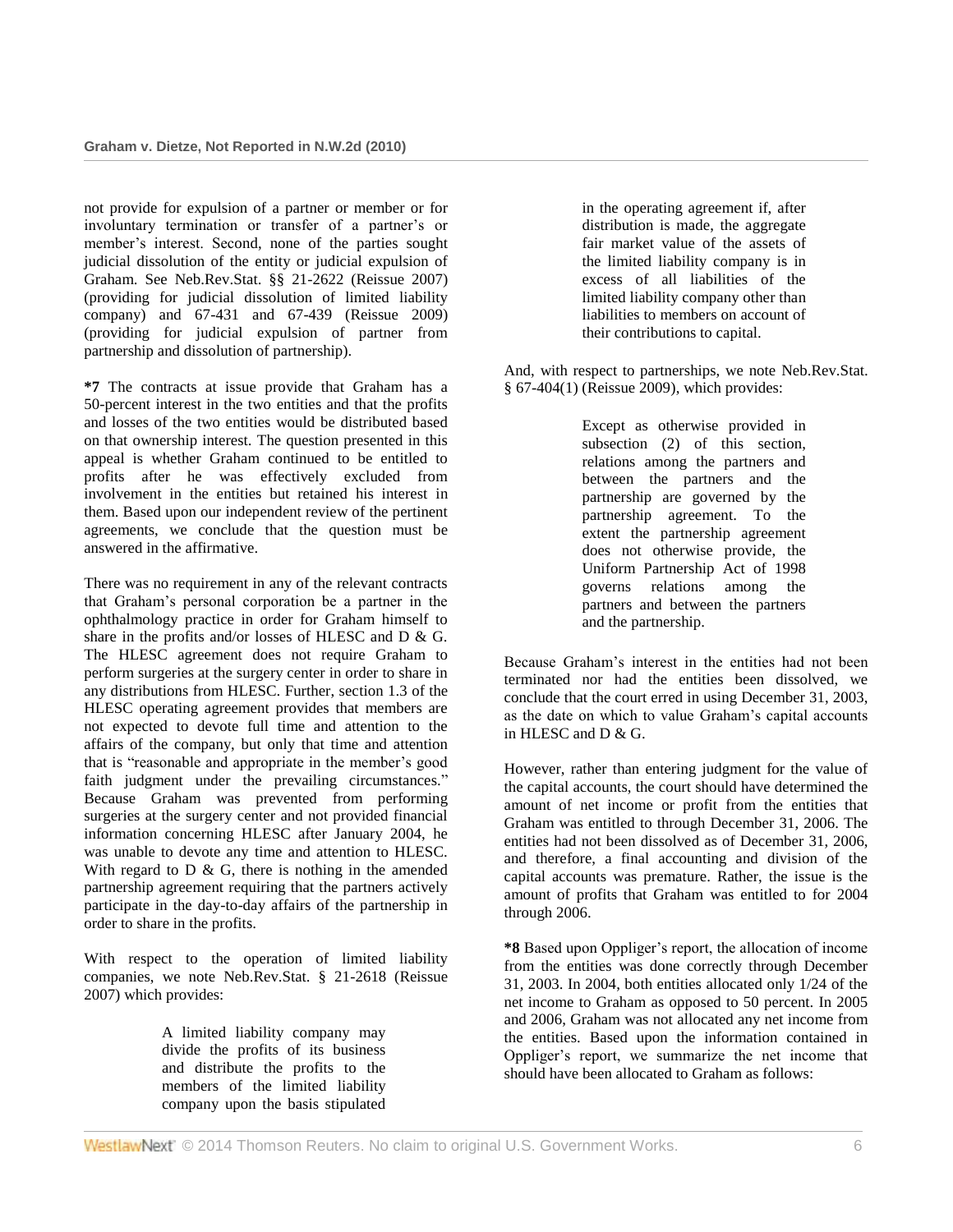not provide for expulsion of a partner or member or for involuntary termination or transfer of a partner's or member's interest. Second, none of the parties sought judicial dissolution of the entity or judicial expulsion of Graham. See Neb.Rev.Stat. §§ 21-2622 (Reissue 2007) (providing for judicial dissolution of limited liability company) and 67-431 and 67-439 (Reissue 2009) (providing for judicial expulsion of partner from partnership and dissolution of partnership).

**\*7** The contracts at issue provide that Graham has a 50-percent interest in the two entities and that the profits and losses of the two entities would be distributed based on that ownership interest. The question presented in this appeal is whether Graham continued to be entitled to profits after he was effectively excluded from involvement in the entities but retained his interest in them. Based upon our independent review of the pertinent agreements, we conclude that the question must be answered in the affirmative.

There was no requirement in any of the relevant contracts that Graham's personal corporation be a partner in the ophthalmology practice in order for Graham himself to share in the profits and/or losses of HLESC and D & G. The HLESC agreement does not require Graham to perform surgeries at the surgery center in order to share in any distributions from HLESC. Further, section 1.3 of the HLESC operating agreement provides that members are not expected to devote full time and attention to the affairs of the company, but only that time and attention that is "reasonable and appropriate in the member's good faith judgment under the prevailing circumstances." Because Graham was prevented from performing surgeries at the surgery center and not provided financial information concerning HLESC after January 2004, he was unable to devote any time and attention to HLESC. With regard to D & G, there is nothing in the amended partnership agreement requiring that the partners actively participate in the day-to-day affairs of the partnership in order to share in the profits.

With respect to the operation of limited liability companies, we note Neb.Rev.Stat. § 21-2618 (Reissue 2007) which provides:

> A limited liability company may divide the profits of its business and distribute the profits to the members of the limited liability company upon the basis stipulated in the operating agreement if, after distribution is made, the aggregate fair market value of the assets of the limited liability company is in excess of all liabilities of the limited liability company other than liabilities to members on account of their contributions to capital.

And, with respect to partnerships, we note Neb.Rev.Stat. § 67-404(1) (Reissue 2009), which provides:

> Except as otherwise provided in subsection (2) of this section, relations among the partners and between the partners and the partnership are governed by the partnership agreement. To the extent the partnership agreement does not otherwise provide, the Uniform Partnership Act of 1998 governs relations among the partners and between the partners and the partnership.

Because Graham's interest in the entities had not been terminated nor had the entities been dissolved, we conclude that the court erred in using December 31, 2003, as the date on which to value Graham's capital accounts in HLESC and D & G.

However, rather than entering judgment for the value of the capital accounts, the court should have determined the amount of net income or profit from the entities that Graham was entitled to through December 31, 2006. The entities had not been dissolved as of December 31, 2006, and therefore, a final accounting and division of the capital accounts was premature. Rather, the issue is the amount of profits that Graham was entitled to for 2004 through 2006.

**\*8** Based upon Oppliger's report, the allocation of income from the entities was done correctly through December 31, 2003. In 2004, both entities allocated only 1/24 of the net income to Graham as opposed to 50 percent. In 2005 and 2006, Graham was not allocated any net income from the entities. Based upon the information contained in Oppliger's report, we summarize the net income that should have been allocated to Graham as follows: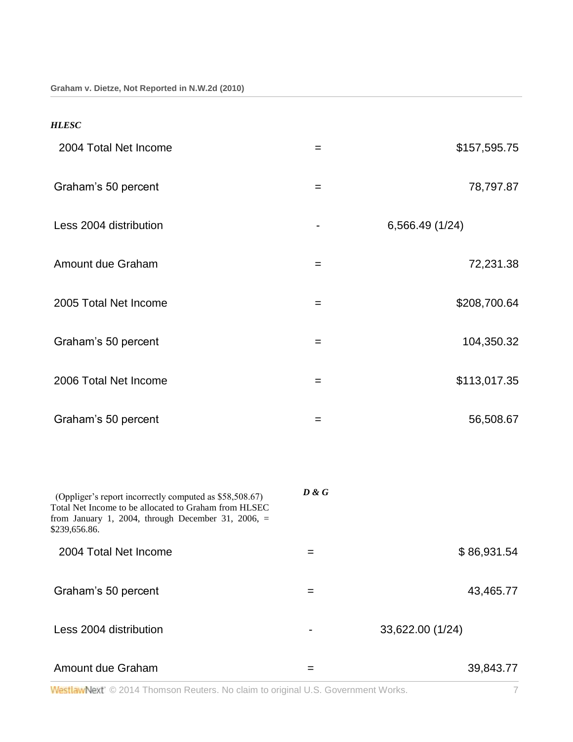*HLESC*

| | | |
|---|---|---|
| 2004 Total Net Income | = | $157,595.75 |
| Graham's 50 percent | = | 78,797.87 |
| Less 2004 distribution | - | 6,566.49 (1/24) |
| Amount due Graham | = | 72,231.38 |
| 2005 Total Net Income | = | $208,700.64 |
| Graham's 50 percent | = | 104,350.32 |
| 2006 Total Net Income | = | $113,017.35 |
| Graham's 50 percent | = | 56,508.67 |

(Oppliger's report incorrectly computed as $58,508.67) Total Net Income to be allocated to Graham from HLSEC from January 1, 2004, through December 31, 2006, = $239,656.86.

***D & G***

| | | |
|---|---|---|
| 2004 Total Net Income | = | $ 86,931.54 |
| Graham's 50 percent | = | 43,465.77 |
| Less 2004 distribution | - | 33,622.00 (1/24) |
| Amount due Graham | = | 39,843.77 |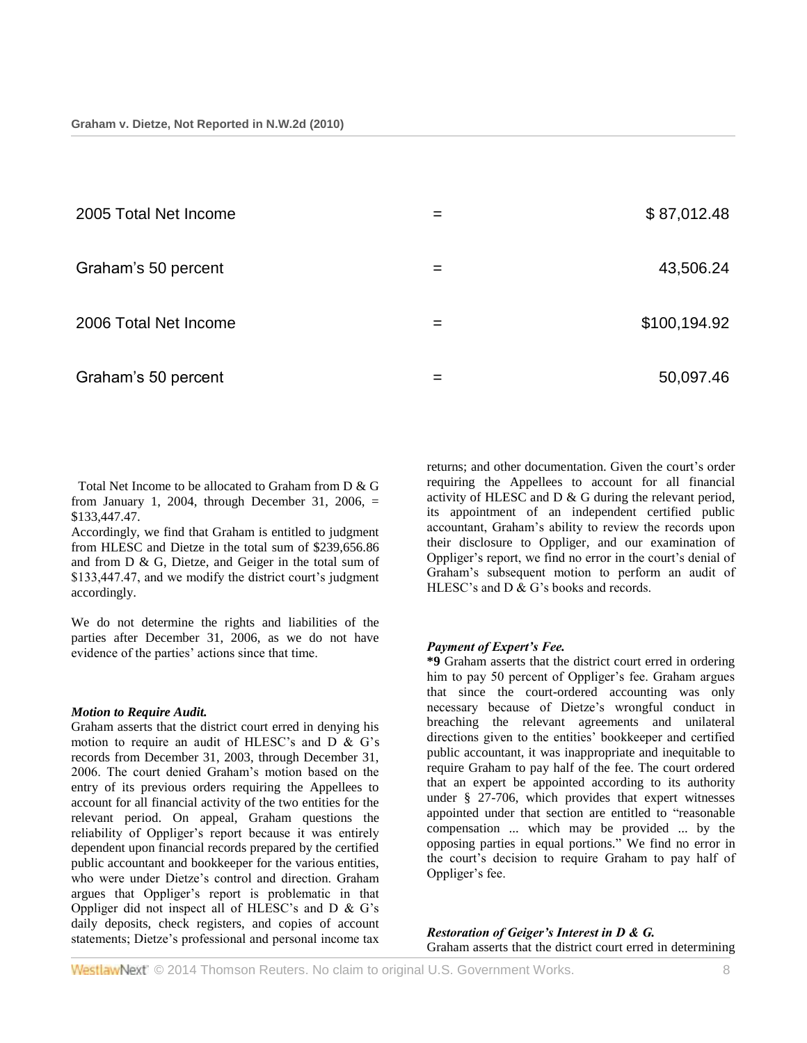| | | |
|---|---|---|
| 2005 Total Net Income | = | $ 87,012.48 |
| Graham's 50 percent | = | 43,506.24 |
| 2006 Total Net Income | = | $100,194.92 |
| Graham's 50 percent | = | 50,097.46 |

Total Net Income to be allocated to Graham from D & G from January 1, 2004, through December 31, 2006, = $133,447.47.

Accordingly, we find that Graham is entitled to judgment from HLESC and Dietze in the total sum of $239,656.86 and from D & G, Dietze, and Geiger in the total sum of $133,447.47, and we modify the district court's judgment accordingly.

We do not determine the rights and liabilities of the parties after December 31, 2006, as we do not have evidence of the parties' actions since that time.

***Motion to Require Audit.***

Graham asserts that the district court erred in denying his motion to require an audit of HLESC's and D & G's records from December 31, 2003, through December 31, 2006. The court denied Graham's motion based on the entry of its previous orders requiring the Appellees to account for all financial activity of the two entities for the relevant period. On appeal, Graham questions the reliability of Oppliger's report because it was entirely dependent upon financial records prepared by the certified public accountant and bookkeeper for the various entities, who were under Dietze's control and direction. Graham argues that Oppliger's report is problematic in that Oppliger did not inspect all of HLESC's and D & G's daily deposits, check registers, and copies of account statements; Dietze's professional and personal income tax returns; and other documentation. Given the court's order requiring the Appellees to account for all financial activity of HLESC and D & G during the relevant period, its appointment of an independent certified public accountant, Graham's ability to review the records upon their disclosure to Oppliger, and our examination of Oppliger's report, we find no error in the court's denial of Graham's subsequent motion to perform an audit of HLESC's and D & G's books and records.

***Payment of Expert's Fee.***

**\*9** Graham asserts that the district court erred in ordering him to pay 50 percent of Oppliger's fee. Graham argues that since the court-ordered accounting was only necessary because of Dietze's wrongful conduct in breaching the relevant agreements and unilateral directions given to the entities' bookkeeper and certified public accountant, it was inappropriate and inequitable to require Graham to pay half of the fee. The court ordered that an expert be appointed according to its authority under § 27-706, which provides that expert witnesses appointed under that section are entitled to "reasonable compensation ... which may be provided ... by the opposing parties in equal portions." We find no error in the court's decision to require Graham to pay half of Oppliger's fee.

***Restoration of Geiger's Interest in D & G.***

Graham asserts that the district court erred in determining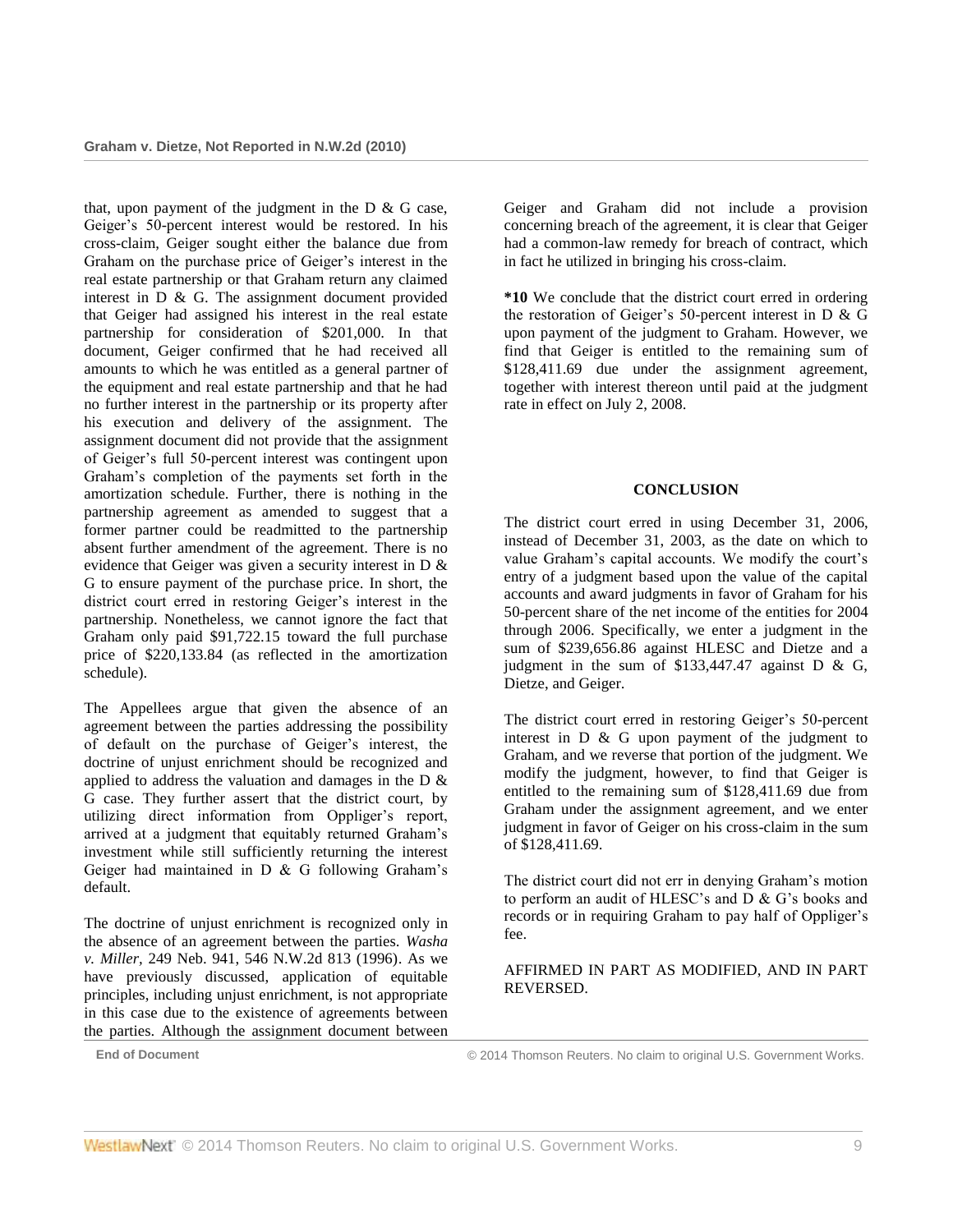that, upon payment of the judgment in the D & G case, Geiger's 50-percent interest would be restored. In his cross-claim, Geiger sought either the balance due from Graham on the purchase price of Geiger's interest in the real estate partnership or that Graham return any claimed interest in D & G. The assignment document provided that Geiger had assigned his interest in the real estate partnership for consideration of $201,000. In that document, Geiger confirmed that he had received all amounts to which he was entitled as a general partner of the equipment and real estate partnership and that he had no further interest in the partnership or its property after his execution and delivery of the assignment. The assignment document did not provide that the assignment of Geiger's full 50-percent interest was contingent upon Graham's completion of the payments set forth in the amortization schedule. Further, there is nothing in the partnership agreement as amended to suggest that a former partner could be readmitted to the partnership absent further amendment of the agreement. There is no evidence that Geiger was given a security interest in D & G to ensure payment of the purchase price. In short, the district court erred in restoring Geiger's interest in the partnership. Nonetheless, we cannot ignore the fact that Graham only paid $91,722.15 toward the full purchase price of $220,133.84 (as reflected in the amortization schedule).

The Appellees argue that given the absence of an agreement between the parties addressing the possibility of default on the purchase of Geiger's interest, the doctrine of unjust enrichment should be recognized and applied to address the valuation and damages in the D & G case. They further assert that the district court, by utilizing direct information from Oppliger's report, arrived at a judgment that equitably returned Graham's investment while still sufficiently returning the interest Geiger had maintained in D & G following Graham's default.

The doctrine of unjust enrichment is recognized only in the absence of an agreement between the parties. *Washa v. Miller*, 249 Neb. 941, 546 N.W.2d 813 (1996). As we have previously discussed, application of equitable principles, including unjust enrichment, is not appropriate in this case due to the existence of agreements between the parties. Although the assignment document between Geiger and Graham did not include a provision concerning breach of the agreement, it is clear that Geiger had a common-law remedy for breach of contract, which in fact he utilized in bringing his cross-claim.

**\*10** We conclude that the district court erred in ordering the restoration of Geiger's 50-percent interest in D & G upon payment of the judgment to Graham. However, we find that Geiger is entitled to the remaining sum of $128,411.69 due under the assignment agreement, together with interest thereon until paid at the judgment rate in effect on July 2, 2008.

## CONCLUSION

The district court erred in using December 31, 2006, instead of December 31, 2003, as the date on which to value Graham's capital accounts. We modify the court's entry of a judgment based upon the value of the capital accounts and award judgments in favor of Graham for his 50-percent share of the net income of the entities for 2004 through 2006. Specifically, we enter a judgment in the sum of $239,656.86 against HLESC and Dietze and a judgment in the sum of $133,447.47 against D & G, Dietze, and Geiger.

The district court erred in restoring Geiger's 50-percent interest in D & G upon payment of the judgment to Graham, and we reverse that portion of the judgment. We modify the judgment, however, to find that Geiger is entitled to the remaining sum of $128,411.69 due from Graham under the assignment agreement, and we enter judgment in favor of Geiger on his cross-claim in the sum of $128,411.69.

The district court did not err in denying Graham's motion to perform an audit of HLESC's and D & G's books and records or in requiring Graham to pay half of Oppliger's fee.

AFFIRMED IN PART AS MODIFIED, AND IN PART REVERSED.

**End of Document**